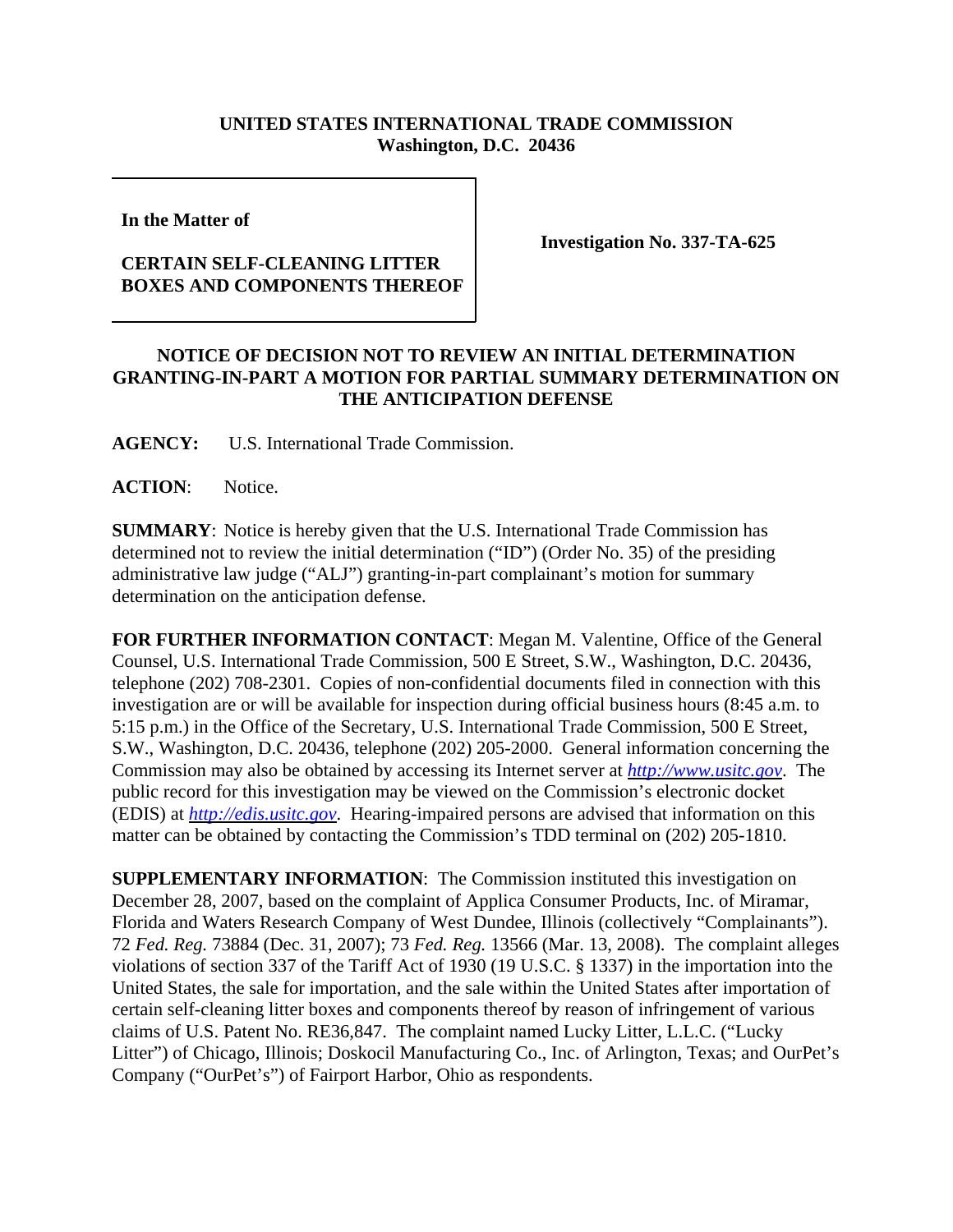**UNITED STATES INTERNATIONAL TRADE COMMISSION**
**Washington, D.C. 20436**

**In the Matter of**

**CERTAIN SELF-CLEANING LITTER BOXES AND COMPONENTS THEREOF**

**Investigation No. 337-TA-625**

**NOTICE OF DECISION NOT TO REVIEW AN INITIAL DETERMINATION GRANTING-IN-PART A MOTION FOR PARTIAL SUMMARY DETERMINATION ON THE ANTICIPATION DEFENSE**

**AGENCY:** U.S. International Trade Commission.

**ACTION**: Notice.

**SUMMARY**: Notice is hereby given that the U.S. International Trade Commission has determined not to review the initial determination ("ID") (Order No. 35) of the presiding administrative law judge ("ALJ") granting-in-part complainant's motion for summary determination on the anticipation defense.

**FOR FURTHER INFORMATION CONTACT**: Megan M. Valentine, Office of the General Counsel, U.S. International Trade Commission, 500 E Street, S.W., Washington, D.C. 20436, telephone (202) 708-2301. Copies of non-confidential documents filed in connection with this investigation are or will be available for inspection during official business hours (8:45 a.m. to 5:15 p.m.) in the Office of the Secretary, U.S. International Trade Commission, 500 E Street, S.W., Washington, D.C. 20436, telephone (202) 205-2000. General information concerning the Commission may also be obtained by accessing its Internet server at *http://www.usitc.gov*. The public record for this investigation may be viewed on the Commission's electronic docket (EDIS) at *http://edis.usitc.gov*. Hearing-impaired persons are advised that information on this matter can be obtained by contacting the Commission's TDD terminal on (202) 205-1810.

**SUPPLEMENTARY INFORMATION**: The Commission instituted this investigation on December 28, 2007, based on the complaint of Applica Consumer Products, Inc. of Miramar, Florida and Waters Research Company of West Dundee, Illinois (collectively "Complainants"). 72 *Fed. Reg.* 73884 (Dec. 31, 2007); 73 *Fed. Reg.* 13566 (Mar. 13, 2008). The complaint alleges violations of section 337 of the Tariff Act of 1930 (19 U.S.C. § 1337) in the importation into the United States, the sale for importation, and the sale within the United States after importation of certain self-cleaning litter boxes and components thereof by reason of infringement of various claims of U.S. Patent No. RE36,847. The complaint named Lucky Litter, L.L.C. ("Lucky Litter") of Chicago, Illinois; Doskocil Manufacturing Co., Inc. of Arlington, Texas; and OurPet's Company ("OurPet's") of Fairport Harbor, Ohio as respondents.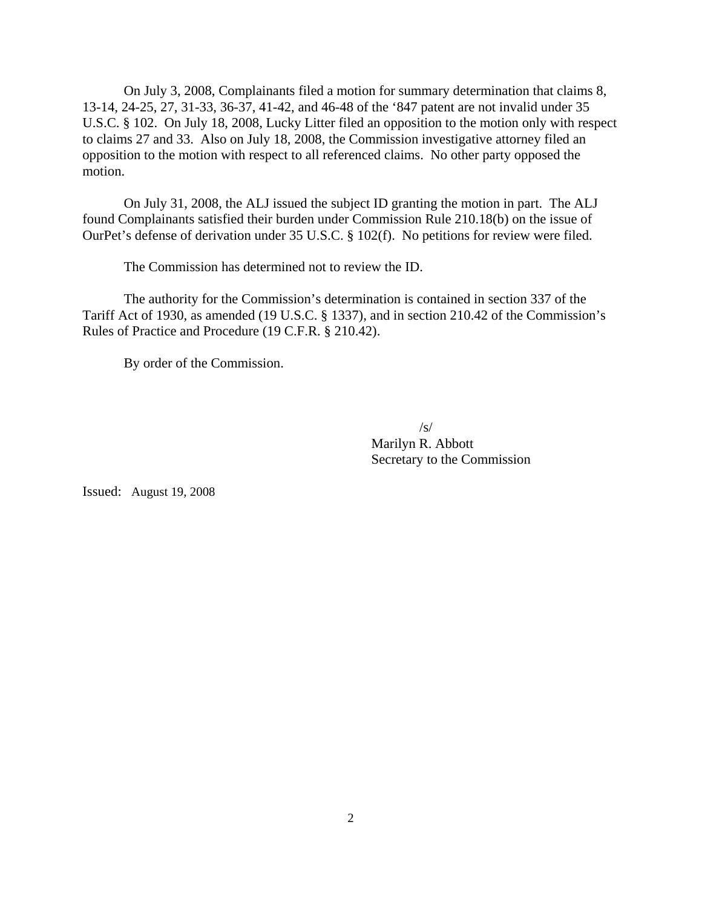On July 3, 2008, Complainants filed a motion for summary determination that claims 8, 13-14, 24-25, 27, 31-33, 36-37, 41-42, and 46-48 of the '847 patent are not invalid under 35 U.S.C. § 102. On July 18, 2008, Lucky Litter filed an opposition to the motion only with respect to claims 27 and 33. Also on July 18, 2008, the Commission investigative attorney filed an opposition to the motion with respect to all referenced claims. No other party opposed the motion.

On July 31, 2008, the ALJ issued the subject ID granting the motion in part. The ALJ found Complainants satisfied their burden under Commission Rule 210.18(b) on the issue of OurPet's defense of derivation under 35 U.S.C. § 102(f). No petitions for review were filed.

The Commission has determined not to review the ID.

The authority for the Commission's determination is contained in section 337 of the Tariff Act of 1930, as amended (19 U.S.C. § 1337), and in section 210.42 of the Commission's Rules of Practice and Procedure (19 C.F.R. § 210.42).

By order of the Commission.

/s/
Marilyn R. Abbott
Secretary to the Commission

Issued: August 19, 2008